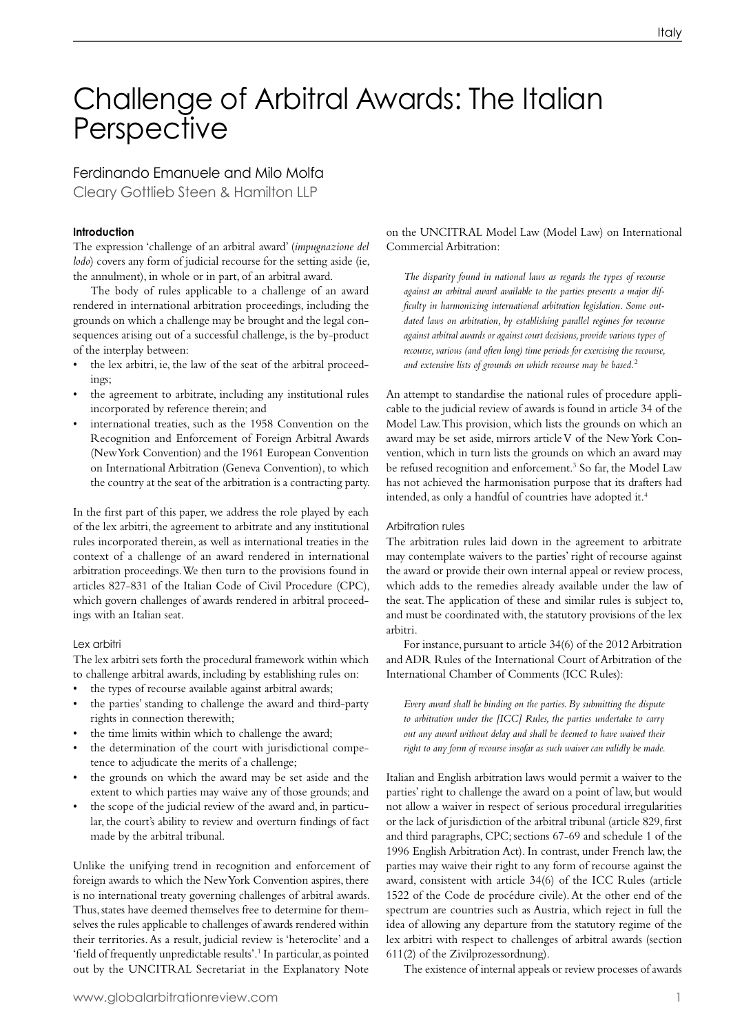# Challenge of Arbitral Awards: The Italian Perspective

Ferdinando Emanuele and Milo Molfa
Cleary Gottlieb Steen & Hamilton LLP

### Introduction

The expression 'challenge of an arbitral award' (*impugnazione del lodo*) covers any form of judicial recourse for the setting aside (ie, the annulment), in whole or in part, of an arbitral award.

The body of rules applicable to a challenge of an award rendered in international arbitration proceedings, including the grounds on which a challenge may be brought and the legal consequences arising out of a successful challenge, is the by-product of the interplay between:

- the lex arbitri, ie, the law of the seat of the arbitral proceedings;
- the agreement to arbitrate, including any institutional rules incorporated by reference therein; and
- international treaties, such as the 1958 Convention on the Recognition and Enforcement of Foreign Arbitral Awards (New York Convention) and the 1961 European Convention on International Arbitration (Geneva Convention), to which the country at the seat of the arbitration is a contracting party.

In the first part of this paper, we address the role played by each of the lex arbitri, the agreement to arbitrate and any institutional rules incorporated therein, as well as international treaties in the context of a challenge of an award rendered in international arbitration proceedings. We then turn to the provisions found in articles 827-831 of the Italian Code of Civil Procedure (CPC), which govern challenges of awards rendered in arbitral proceedings with an Italian seat.

### Lex arbitri

The lex arbitri sets forth the procedural framework within which to challenge arbitral awards, including by establishing rules on:

- the types of recourse available against arbitral awards;
- the parties' standing to challenge the award and third-party rights in connection therewith;
- the time limits within which to challenge the award;
- the determination of the court with jurisdictional competence to adjudicate the merits of a challenge;
- the grounds on which the award may be set aside and the extent to which parties may waive any of those grounds; and
- the scope of the judicial review of the award and, in particular, the court's ability to review and overturn findings of fact made by the arbitral tribunal.

Unlike the unifying trend in recognition and enforcement of foreign awards to which the New York Convention aspires, there is no international treaty governing challenges of arbitral awards. Thus, states have deemed themselves free to determine for themselves the rules applicable to challenges of awards rendered within their territories. As a result, judicial review is 'heteroclite' and a 'field of frequently unpredictable results'.[1] In particular, as pointed out by the UNCITRAL Secretariat in the Explanatory Note on the UNCITRAL Model Law (Model Law) on International Commercial Arbitration:

> *The disparity found in national laws as regards the types of recourse against an arbitral award available to the parties presents a major difficulty in harmonizing international arbitration legislation. Some outdated laws on arbitration, by establishing parallel regimes for recourse against arbitral awards or against court decisions, provide various types of recourse, various (and often long) time periods for exercising the recourse, and extensive lists of grounds on which recourse may be based.*[2]

An attempt to standardise the national rules of procedure applicable to the judicial review of awards is found in article 34 of the Model Law. This provision, which lists the grounds on which an award may be set aside, mirrors article V of the New York Convention, which in turn lists the grounds on which an award may be refused recognition and enforcement.[3] So far, the Model Law has not achieved the harmonisation purpose that its drafters had intended, as only a handful of countries have adopted it.[4]

### Arbitration rules

The arbitration rules laid down in the agreement to arbitrate may contemplate waivers to the parties' right of recourse against the award or provide their own internal appeal or review process, which adds to the remedies already available under the law of the seat. The application of these and similar rules is subject to, and must be coordinated with, the statutory provisions of the lex arbitri.

For instance, pursuant to article 34(6) of the 2012 Arbitration and ADR Rules of the International Court of Arbitration of the International Chamber of Comments (ICC Rules):

> *Every award shall be binding on the parties. By submitting the dispute to arbitration under the [ICC] Rules, the parties undertake to carry out any award without delay and shall be deemed to have waived their right to any form of recourse insofar as such waiver can validly be made.*

Italian and English arbitration laws would permit a waiver to the parties' right to challenge the award on a point of law, but would not allow a waiver in respect of serious procedural irregularities or the lack of jurisdiction of the arbitral tribunal (article 829, first and third paragraphs, CPC; sections 67-69 and schedule 1 of the 1996 English Arbitration Act). In contrast, under French law, the parties may waive their right to any form of recourse against the award, consistent with article 34(6) of the ICC Rules (article 1522 of the Code de procédure civile). At the other end of the spectrum are countries such as Austria, which reject in full the idea of allowing any departure from the statutory regime of the lex arbitri with respect to challenges of arbitral awards (section 611(2) of the Zivilprozessordnung).

The existence of internal appeals or review processes of awards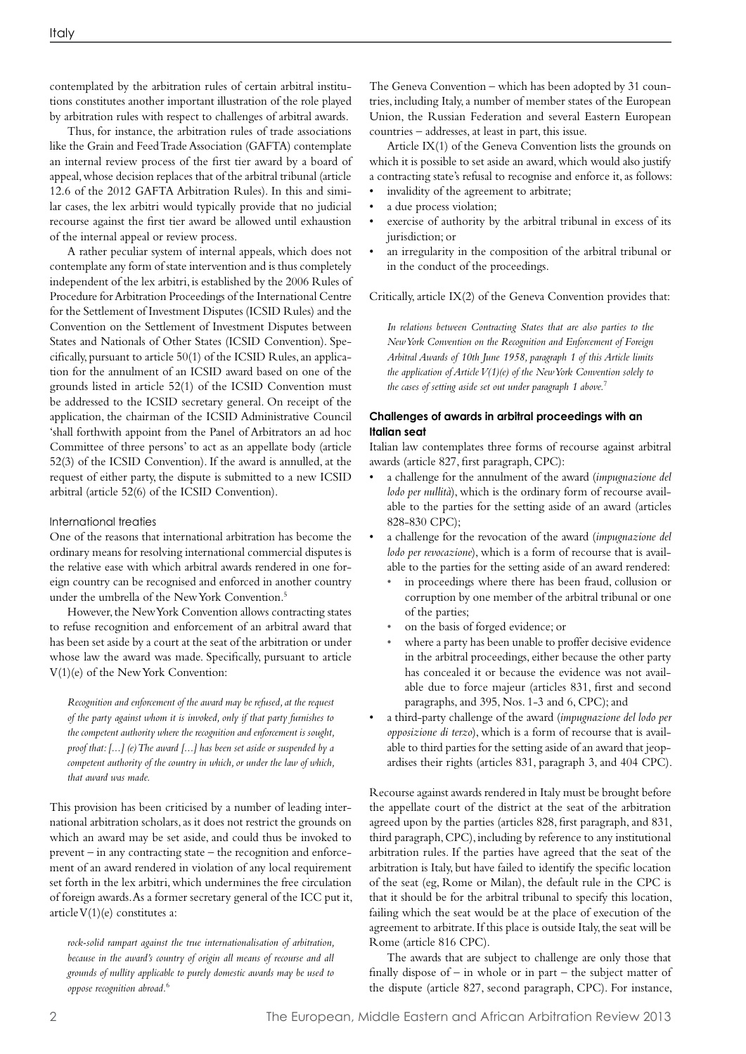contemplated by the arbitration rules of certain arbitral institutions constitutes another important illustration of the role played by arbitration rules with respect to challenges of arbitral awards.

Thus, for instance, the arbitration rules of trade associations like the Grain and Feed Trade Association (GAFTA) contemplate an internal review process of the first tier award by a board of appeal, whose decision replaces that of the arbitral tribunal (article 12.6 of the 2012 GAFTA Arbitration Rules). In this and similar cases, the lex arbitri would typically provide that no judicial recourse against the first tier award be allowed until exhaustion of the internal appeal or review process.

A rather peculiar system of internal appeals, which does not contemplate any form of state intervention and is thus completely independent of the lex arbitri, is established by the 2006 Rules of Procedure for Arbitration Proceedings of the International Centre for the Settlement of Investment Disputes (ICSID Rules) and the Convention on the Settlement of Investment Disputes between States and Nationals of Other States (ICSID Convention). Specifically, pursuant to article 50(1) of the ICSID Rules, an application for the annulment of an ICSID award based on one of the grounds listed in article 52(1) of the ICSID Convention must be addressed to the ICSID secretary general. On receipt of the application, the chairman of the ICSID Administrative Council 'shall forthwith appoint from the Panel of Arbitrators an ad hoc Committee of three persons' to act as an appellate body (article 52(3) of the ICSID Convention). If the award is annulled, at the request of either party, the dispute is submitted to a new ICSID arbitral (article 52(6) of the ICSID Convention).

### International treaties

One of the reasons that international arbitration has become the ordinary means for resolving international commercial disputes is the relative ease with which arbitral awards rendered in one foreign country can be recognised and enforced in another country under the umbrella of the New York Convention.[5]

However, the New York Convention allows contracting states to refuse recognition and enforcement of an arbitral award that has been set aside by a court at the seat of the arbitration or under whose law the award was made. Specifically, pursuant to article V(1)(e) of the New York Convention:

> *Recognition and enforcement of the award may be refused, at the request of the party against whom it is invoked, only if that party furnishes to the competent authority where the recognition and enforcement is sought, proof that: [...] (e) The award [...] has been set aside or suspended by a competent authority of the country in which, or under the law of which, that award was made.*

This provision has been criticised by a number of leading international arbitration scholars, as it does not restrict the grounds on which an award may be set aside, and could thus be invoked to prevent – in any contracting state – the recognition and enforcement of an award rendered in violation of any local requirement set forth in the lex arbitri, which undermines the free circulation of foreign awards. As a former secretary general of the ICC put it, article V(1)(e) constitutes a:

> *rock-solid rampart against the true internationalisation of arbitration, because in the award's country of origin all means of recourse and all grounds of nullity applicable to purely domestic awards may be used to oppose recognition abroad.*[6]

The Geneva Convention – which has been adopted by 31 countries, including Italy, a number of member states of the European Union, the Russian Federation and several Eastern European countries – addresses, at least in part, this issue.

Article IX(1) of the Geneva Convention lists the grounds on which it is possible to set aside an award, which would also justify a contracting state's refusal to recognise and enforce it, as follows:

- invalidity of the agreement to arbitrate;
- a due process violation;
- exercise of authority by the arbitral tribunal in excess of its jurisdiction; or
- an irregularity in the composition of the arbitral tribunal or in the conduct of the proceedings.

Critically, article IX(2) of the Geneva Convention provides that:

> *In relations between Contracting States that are also parties to the New York Convention on the Recognition and Enforcement of Foreign Arbitral Awards of 10th June 1958, paragraph 1 of this Article limits the application of Article V(1)(e) of the New York Convention solely to the cases of setting aside set out under paragraph 1 above.*[7]

### Challenges of awards in arbitral proceedings with an Italian seat

Italian law contemplates three forms of recourse against arbitral awards (article 827, first paragraph, CPC):

- a challenge for the annulment of the award (*impugnazione del lodo per nullità*), which is the ordinary form of recourse available to the parties for the setting aside of an award (articles 828-830 CPC);
- a challenge for the revocation of the award (*impugnazione del lodo per revocazione*), which is a form of recourse that is available to the parties for the setting aside of an award rendered:
  - in proceedings where there has been fraud, collusion or corruption by one member of the arbitral tribunal or one of the parties;
  - on the basis of forged evidence; or
  - where a party has been unable to proffer decisive evidence in the arbitral proceedings, either because the other party has concealed it or because the evidence was not available due to force majeur (articles 831, first and second paragraphs, and 395, Nos. 1-3 and 6, CPC); and
- a third-party challenge of the award (*impugnazione del lodo per opposizione di terzo*), which is a form of recourse that is available to third parties for the setting aside of an award that jeopardises their rights (articles 831, paragraph 3, and 404 CPC).

Recourse against awards rendered in Italy must be brought before the appellate court of the district at the seat of the arbitration agreed upon by the parties (articles 828, first paragraph, and 831, third paragraph, CPC), including by reference to any institutional arbitration rules. If the parties have agreed that the seat of the arbitration is Italy, but have failed to identify the specific location of the seat (eg, Rome or Milan), the default rule in the CPC is that it should be for the arbitral tribunal to specify this location, failing which the seat would be at the place of execution of the agreement to arbitrate. If this place is outside Italy, the seat will be Rome (article 816 CPC).

The awards that are subject to challenge are only those that finally dispose of – in whole or in part – the subject matter of the dispute (article 827, second paragraph, CPC). For instance,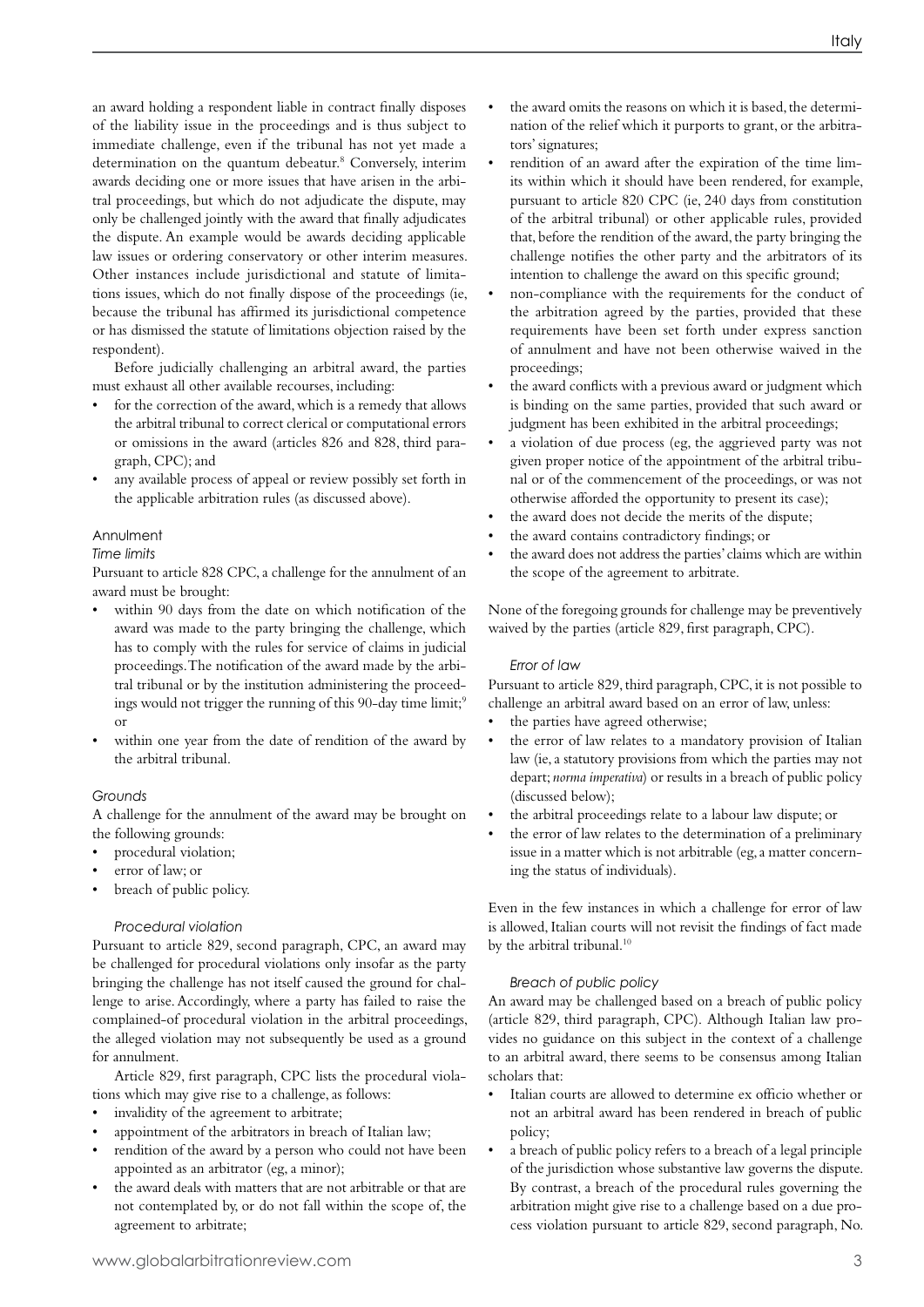an award holding a respondent liable in contract finally disposes of the liability issue in the proceedings and is thus subject to immediate challenge, even if the tribunal has not yet made a determination on the quantum debeatur.[8] Conversely, interim awards deciding one or more issues that have arisen in the arbitral proceedings, but which do not adjudicate the dispute, may only be challenged jointly with the award that finally adjudicates the dispute. An example would be awards deciding applicable law issues or ordering conservatory or other interim measures. Other instances include jurisdictional and statute of limitations issues, which do not finally dispose of the proceedings (ie, because the tribunal has affirmed its jurisdictional competence or has dismissed the statute of limitations objection raised by the respondent).

Before judicially challenging an arbitral award, the parties must exhaust all other available recourses, including:

- for the correction of the award, which is a remedy that allows the arbitral tribunal to correct clerical or computational errors or omissions in the award (articles 826 and 828, third paragraph, CPC); and
- any available process of appeal or review possibly set forth in the applicable arbitration rules (as discussed above).

### Annulment

#### *Time limits*

Pursuant to article 828 CPC, a challenge for the annulment of an award must be brought:

- within 90 days from the date on which notification of the award was made to the party bringing the challenge, which has to comply with the rules for service of claims in judicial proceedings. The notification of the award made by the arbitral tribunal or by the institution administering the proceedings would not trigger the running of this 90-day time limit;[9] or
- within one year from the date of rendition of the award by the arbitral tribunal.

#### *Grounds*

A challenge for the annulment of the award may be brought on the following grounds:

- procedural violation;
- error of law; or
- breach of public policy.

##### *Procedural violation*

Pursuant to article 829, second paragraph, CPC, an award may be challenged for procedural violations only insofar as the party bringing the challenge has not itself caused the ground for challenge to arise. Accordingly, where a party has failed to raise the complained-of procedural violation in the arbitral proceedings, the alleged violation may not subsequently be used as a ground for annulment.

Article 829, first paragraph, CPC lists the procedural violations which may give rise to a challenge, as follows:

- invalidity of the agreement to arbitrate;
- appointment of the arbitrators in breach of Italian law;
- rendition of the award by a person who could not have been appointed as an arbitrator (eg, a minor);
- the award deals with matters that are not arbitrable or that are not contemplated by, or do not fall within the scope of, the agreement to arbitrate;
- the award omits the reasons on which it is based, the determination of the relief which it purports to grant, or the arbitrators' signatures;
- rendition of an award after the expiration of the time limits within which it should have been rendered, for example, pursuant to article 820 CPC (ie, 240 days from constitution of the arbitral tribunal) or other applicable rules, provided that, before the rendition of the award, the party bringing the challenge notifies the other party and the arbitrators of its intention to challenge the award on this specific ground;
- non-compliance with the requirements for the conduct of the arbitration agreed by the parties, provided that these requirements have been set forth under express sanction of annulment and have not been otherwise waived in the proceedings;
- the award conflicts with a previous award or judgment which is binding on the same parties, provided that such award or judgment has been exhibited in the arbitral proceedings;
- a violation of due process (eg, the aggrieved party was not given proper notice of the appointment of the arbitral tribunal or of the commencement of the proceedings, or was not otherwise afforded the opportunity to present its case);
- the award does not decide the merits of the dispute;
- the award contains contradictory findings; or
- the award does not address the parties' claims which are within the scope of the agreement to arbitrate.

None of the foregoing grounds for challenge may be preventively waived by the parties (article 829, first paragraph, CPC).

##### *Error of law*

Pursuant to article 829, third paragraph, CPC, it is not possible to challenge an arbitral award based on an error of law, unless:

- the parties have agreed otherwise;
- the error of law relates to a mandatory provision of Italian law (ie, a statutory provisions from which the parties may not depart; *norma imperativa*) or results in a breach of public policy (discussed below);
- the arbitral proceedings relate to a labour law dispute; or
- the error of law relates to the determination of a preliminary issue in a matter which is not arbitrable (eg, a matter concerning the status of individuals).

Even in the few instances in which a challenge for error of law is allowed, Italian courts will not revisit the findings of fact made by the arbitral tribunal.[10]

##### *Breach of public policy*

An award may be challenged based on a breach of public policy (article 829, third paragraph, CPC). Although Italian law provides no guidance on this subject in the context of a challenge to an arbitral award, there seems to be consensus among Italian scholars that:

- Italian courts are allowed to determine ex officio whether or not an arbitral award has been rendered in breach of public policy;
- a breach of public policy refers to a breach of a legal principle of the jurisdiction whose substantive law governs the dispute. By contrast, a breach of the procedural rules governing the arbitration might give rise to a challenge based on a due process violation pursuant to article 829, second paragraph, No.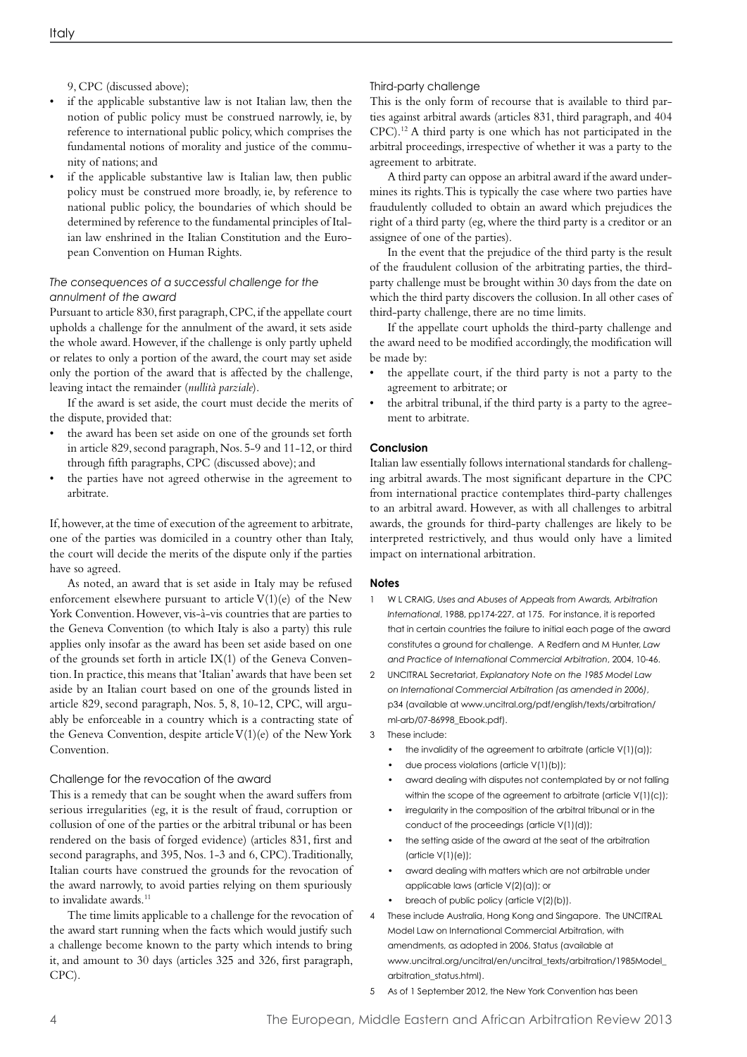9, CPC (discussed above);

- if the applicable substantive law is not Italian law, then the notion of public policy must be construed narrowly, ie, by reference to international public policy, which comprises the fundamental notions of morality and justice of the community of nations; and
- if the applicable substantive law is Italian law, then public policy must be construed more broadly, ie, by reference to national public policy, the boundaries of which should be determined by reference to the fundamental principles of Italian law enshrined in the Italian Constitution and the European Convention on Human Rights.

#### *The consequences of a successful challenge for the annulment of the award*

Pursuant to article 830, first paragraph, CPC, if the appellate court upholds a challenge for the annulment of the award, it sets aside the whole award. However, if the challenge is only partly upheld or relates to only a portion of the award, the court may set aside only the portion of the award that is affected by the challenge, leaving intact the remainder (*nullità parziale*).

If the award is set aside, the court must decide the merits of the dispute, provided that:

- the award has been set aside on one of the grounds set forth in article 829, second paragraph, Nos. 5-9 and 11-12, or third through fifth paragraphs, CPC (discussed above); and
- the parties have not agreed otherwise in the agreement to arbitrate.

If, however, at the time of execution of the agreement to arbitrate, one of the parties was domiciled in a country other than Italy, the court will decide the merits of the dispute only if the parties have so agreed.

As noted, an award that is set aside in Italy may be refused enforcement elsewhere pursuant to article V(1)(e) of the New York Convention. However, vis-à-vis countries that are parties to the Geneva Convention (to which Italy is also a party) this rule applies only insofar as the award has been set aside based on one of the grounds set forth in article IX(1) of the Geneva Convention. In practice, this means that 'Italian' awards that have been set aside by an Italian court based on one of the grounds listed in article 829, second paragraph, Nos. 5, 8, 10-12, CPC, will arguably be enforceable in a country which is a contracting state of the Geneva Convention, despite article V(1)(e) of the New York Convention.

### Challenge for the revocation of the award

This is a remedy that can be sought when the award suffers from serious irregularities (eg, it is the result of fraud, corruption or collusion of one of the parties or the arbitral tribunal or has been rendered on the basis of forged evidence) (articles 831, first and second paragraphs, and 395, Nos. 1-3 and 6, CPC). Traditionally, Italian courts have construed the grounds for the revocation of the award narrowly, to avoid parties relying on them spuriously to invalidate awards.[11]

The time limits applicable to a challenge for the revocation of the award start running when the facts which would justify such a challenge become known to the party which intends to bring it, and amount to 30 days (articles 325 and 326, first paragraph, CPC).

### Third-party challenge

This is the only form of recourse that is available to third parties against arbitral awards (articles 831, third paragraph, and 404 CPC).[12] A third party is one which has not participated in the arbitral proceedings, irrespective of whether it was a party to the agreement to arbitrate.

A third party can oppose an arbitral award if the award undermines its rights. This is typically the case where two parties have fraudulently colluded to obtain an award which prejudices the right of a third party (eg, where the third party is a creditor or an assignee of one of the parties).

In the event that the prejudice of the third party is the result of the fraudulent collusion of the arbitrating parties, the third-party challenge must be brought within 30 days from the date on which the third party discovers the collusion. In all other cases of third-party challenge, there are no time limits.

If the appellate court upholds the third-party challenge and the award need to be modified accordingly, the modification will be made by:

- the appellate court, if the third party is not a party to the agreement to arbitrate; or
- the arbitral tribunal, if the third party is a party to the agreement to arbitrate.

## Conclusion

Italian law essentially follows international standards for challenging arbitral awards. The most significant departure in the CPC from international practice contemplates third-party challenges to an arbitral award. However, as with all challenges to arbitral awards, the grounds for third-party challenges are likely to be interpreted restrictively, and thus would only have a limited impact on international arbitration.

## Notes

1. W L CRAIG, *Uses and Abuses of Appeals from Awards, Arbitration International*, 1988, pp174-227, at 175. For instance, it is reported that in certain countries the failure to initial each page of the award constitutes a ground for challenge. A Redfern and M Hunter, *Law and Practice of International Commercial Arbitration*, 2004, 10-46.
2. UNCITRAL Secretariat, *Explanatory Note on the 1985 Model Law on International Commercial Arbitration (as amended in 2006)*, p34 (available at www.uncitral.org/pdf/english/texts/arbitration/ml-arb/07-86998_Ebook.pdf).
3. These include:
   - the invalidity of the agreement to arbitrate (article V(1)(a));
   - due process violations (article V(1)(b));
   - award dealing with disputes not contemplated by or not falling within the scope of the agreement to arbitrate (article V(1)(c));
   - irregularity in the composition of the arbitral tribunal or in the conduct of the proceedings (article V(1)(d));
   - the setting aside of the award at the seat of the arbitration (article V(1)(e));
   - award dealing with matters which are not arbitrable under applicable laws (article V(2)(a)); or
   - breach of public policy (article V(2)(b)).
4. These include Australia, Hong Kong and Singapore. The UNCITRAL Model Law on International Commercial Arbitration, with amendments, as adopted in 2006, Status (available at www.uncitral.org/uncitral/en/uncitral_texts/arbitration/1985Model_arbitration_status.html).
5. As of 1 September 2012, the New York Convention has been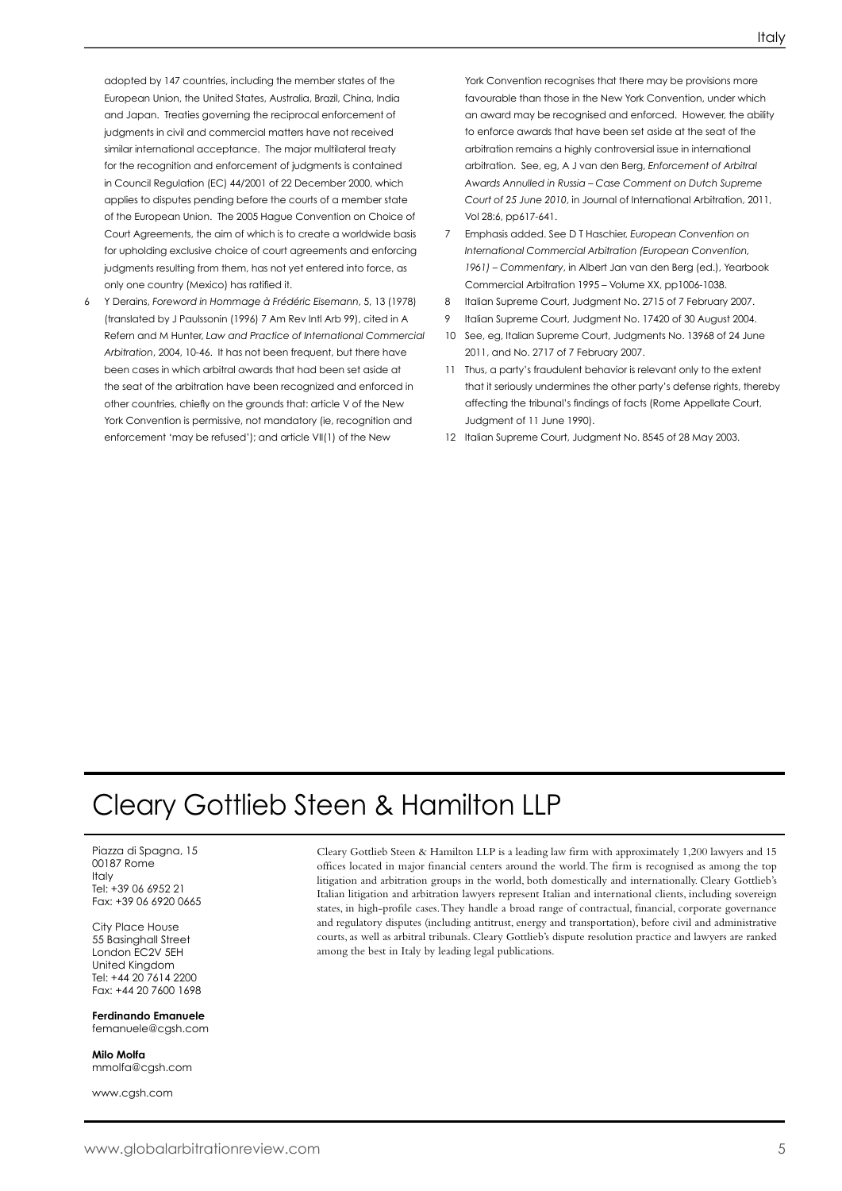adopted by 147 countries, including the member states of the European Union, the United States, Australia, Brazil, China, India and Japan. Treaties governing the reciprocal enforcement of judgments in civil and commercial matters have not received similar international acceptance. The major multilateral treaty for the recognition and enforcement of judgments is contained in Council Regulation (EC) 44/2001 of 22 December 2000, which applies to disputes pending before the courts of a member state of the European Union. The 2005 Hague Convention on Choice of Court Agreements, the aim of which is to create a worldwide basis for upholding exclusive choice of court agreements and enforcing judgments resulting from them, has not yet entered into force, as only one country (Mexico) has ratified it.

6 Y Derains, *Foreword in Hommage à Frédéric Eisemann*, 5, 13 (1978) (translated by J Paulssonin (1996) 7 Am Rev Intl Arb 99), cited in A Refern and M Hunter, *Law and Practice of International Commercial Arbitration*, 2004, 10-46. It has not been frequent, but there have been cases in which arbitral awards that had been set aside at the seat of the arbitration have been recognized and enforced in other countries, chiefly on the grounds that: article V of the New York Convention is permissive, not mandatory (ie, recognition and enforcement 'may be refused'); and article VII(1) of the New York Convention recognises that there may be provisions more favourable than those in the New York Convention, under which an award may be recognised and enforced. However, the ability to enforce awards that have been set aside at the seat of the arbitration remains a highly controversial issue in international arbitration. See, eg, A J van den Berg, *Enforcement of Arbitral Awards Annulled in Russia – Case Comment on Dutch Supreme Court of 25 June 2010*, in Journal of International Arbitration, 2011, Vol 28:6, pp617-641.

7 Emphasis added. See D T Haschier, *European Convention on International Commercial Arbitration (European Convention, 1961) – Commentary*, in Albert Jan van den Berg (ed.), Yearbook Commercial Arbitration 1995 – Volume XX, pp1006-1038.

8 Italian Supreme Court, Judgment No. 2715 of 7 February 2007.

9 Italian Supreme Court, Judgment No. 17420 of 30 August 2004.

10 See, eg, Italian Supreme Court, Judgments No. 13968 of 24 June 2011, and No. 2717 of 7 February 2007.

11 Thus, a party's fraudulent behavior is relevant only to the extent that it seriously undermines the other party's defense rights, thereby affecting the tribunal's findings of facts (Rome Appellate Court, Judgment of 11 June 1990).

12 Italian Supreme Court, Judgment No. 8545 of 28 May 2003.

# Cleary Gottlieb Steen & Hamilton LLP

Piazza di Spagna, 15
00187 Rome
Italy
Tel: +39 06 6952 21
Fax: +39 06 6920 0665

City Place House
55 Basinghall Street
London EC2V 5EH
United Kingdom
Tel: +44 20 7614 2200
Fax: +44 20 7600 1698

**Ferdinando Emanuele**
femanuele@cgsh.com

**Milo Molfa**
mmolfa@cgsh.com

www.cgsh.com

Cleary Gottlieb Steen & Hamilton LLP is a leading law firm with approximately 1,200 lawyers and 15 offices located in major financial centers around the world. The firm is recognised as among the top litigation and arbitration groups in the world, both domestically and internationally. Cleary Gottlieb's Italian litigation and arbitration lawyers represent Italian and international clients, including sovereign states, in high-profile cases. They handle a broad range of contractual, financial, corporate governance and regulatory disputes (including antitrust, energy and transportation), before civil and administrative courts, as well as arbitral tribunals. Cleary Gottlieb's dispute resolution practice and lawyers are ranked among the best in Italy by leading legal publications.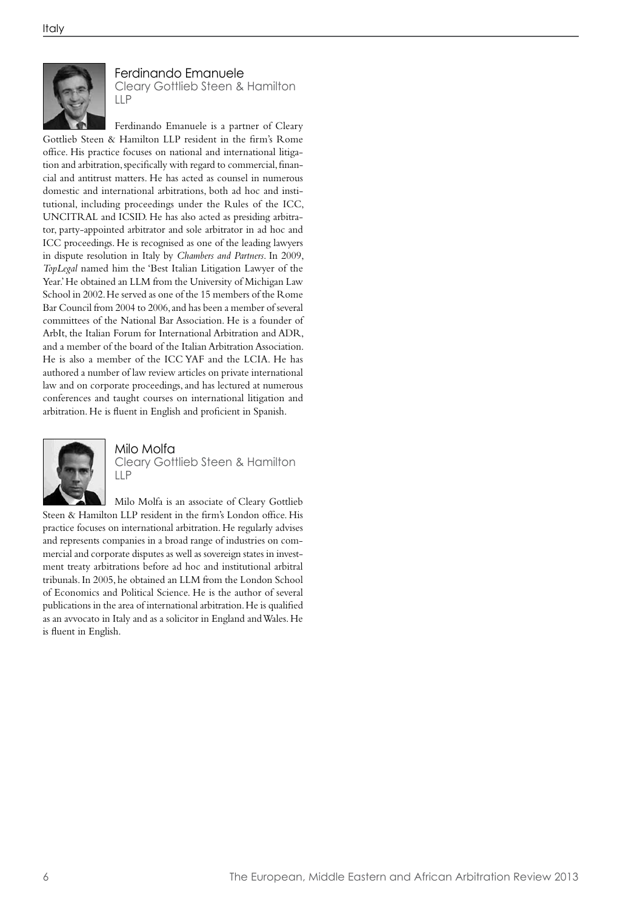## Ferdinando Emanuele

### Cleary Gottlieb Steen & Hamilton LLP

Ferdinando Emanuele is a partner of Cleary Gottlieb Steen & Hamilton LLP resident in the firm's Rome office. His practice focuses on national and international litigation and arbitration, specifically with regard to commercial, financial and antitrust matters. He has acted as counsel in numerous domestic and international arbitrations, both ad hoc and institutional, including proceedings under the Rules of the ICC, UNCITRAL and ICSID. He has also acted as presiding arbitrator, party-appointed arbitrator and sole arbitrator in ad hoc and ICC proceedings. He is recognised as one of the leading lawyers in dispute resolution in Italy by *Chambers and Partners*. In 2009, *TopLegal* named him the 'Best Italian Litigation Lawyer of the Year.' He obtained an LLM from the University of Michigan Law School in 2002. He served as one of the 15 members of the Rome Bar Council from 2004 to 2006, and has been a member of several committees of the National Bar Association. He is a founder of ArbIt, the Italian Forum for International Arbitration and ADR, and a member of the board of the Italian Arbitration Association. He is also a member of the ICC YAF and the LCIA. He has authored a number of law review articles on private international law and on corporate proceedings, and has lectured at numerous conferences and taught courses on international litigation and arbitration. He is fluent in English and proficient in Spanish.

## Milo Molfa

### Cleary Gottlieb Steen & Hamilton LLP

Milo Molfa is an associate of Cleary Gottlieb Steen & Hamilton LLP resident in the firm's London office. His practice focuses on international arbitration. He regularly advises and represents companies in a broad range of industries on commercial and corporate disputes as well as sovereign states in investment treaty arbitrations before ad hoc and institutional arbitral tribunals. In 2005, he obtained an LLM from the London School of Economics and Political Science. He is the author of several publications in the area of international arbitration. He is qualified as an avvocato in Italy and as a solicitor in England and Wales. He is fluent in English.